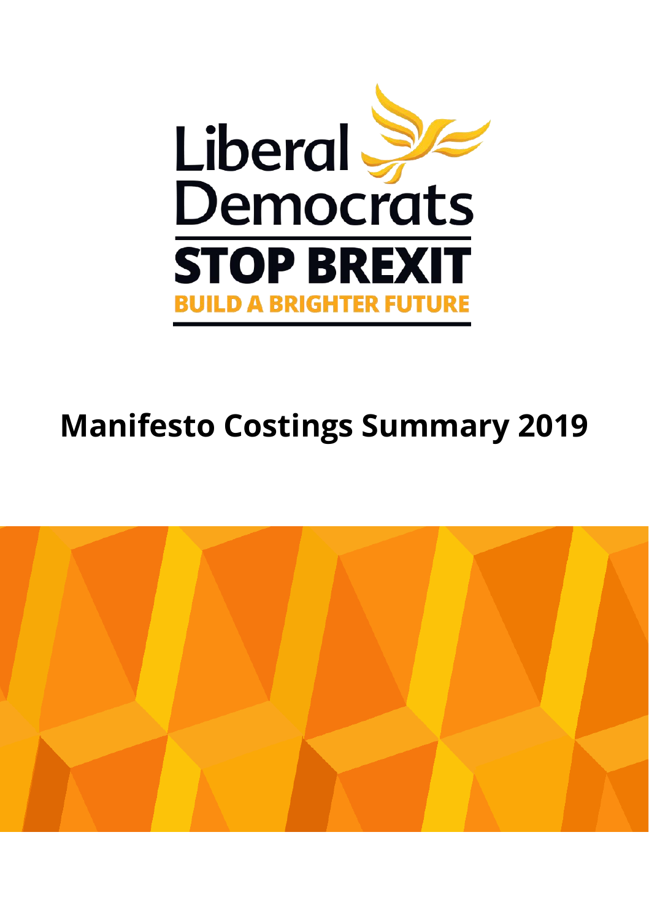Liberal Democrats

STOP BREXIT

BUILD A BRIGHTER FUTURE

# Manifesto Costings Summary 2019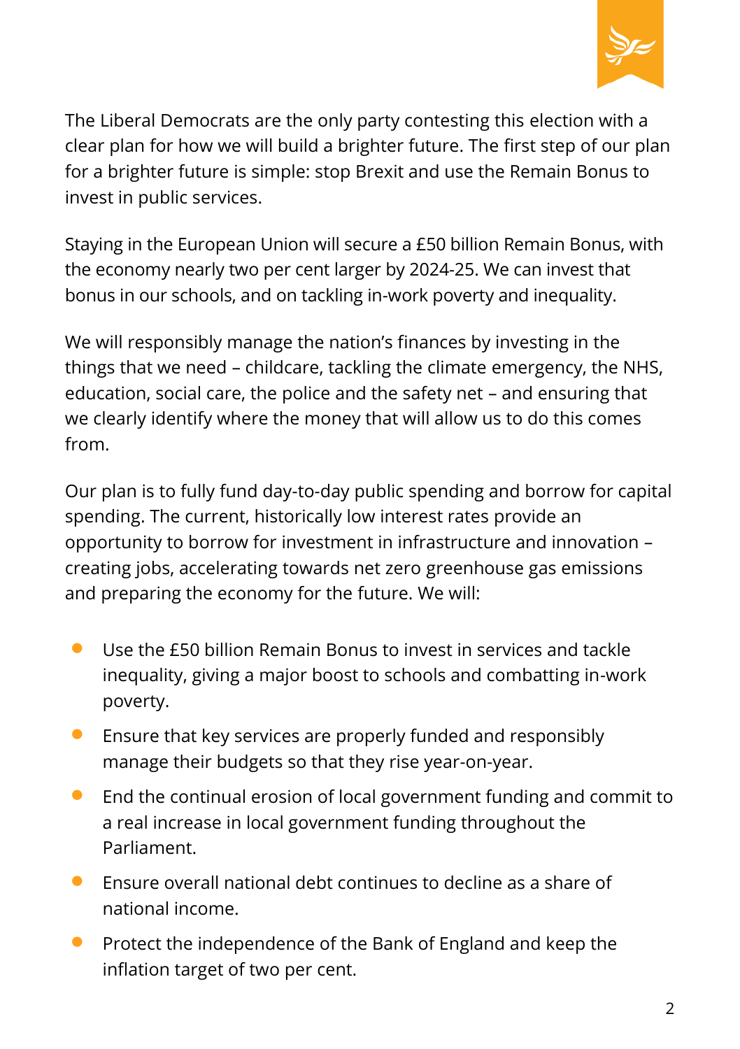The Liberal Democrats are the only party contesting this election with a clear plan for how we will build a brighter future. The first step of our plan for a brighter future is simple: stop Brexit and use the Remain Bonus to invest in public services.

Staying in the European Union will secure a £50 billion Remain Bonus, with the economy nearly two per cent larger by 2024-25. We can invest that bonus in our schools, and on tackling in-work poverty and inequality.

We will responsibly manage the nation's finances by investing in the things that we need – childcare, tackling the climate emergency, the NHS, education, social care, the police and the safety net – and ensuring that we clearly identify where the money that will allow us to do this comes from.

Our plan is to fully fund day-to-day public spending and borrow for capital spending. The current, historically low interest rates provide an opportunity to borrow for investment in infrastructure and innovation – creating jobs, accelerating towards net zero greenhouse gas emissions and preparing the economy for the future. We will:

- Use the £50 billion Remain Bonus to invest in services and tackle inequality, giving a major boost to schools and combatting in-work poverty.
- Ensure that key services are properly funded and responsibly manage their budgets so that they rise year-on-year.
- End the continual erosion of local government funding and commit to a real increase in local government funding throughout the Parliament.
- Ensure overall national debt continues to decline as a share of national income.
- Protect the independence of the Bank of England and keep the inflation target of two per cent.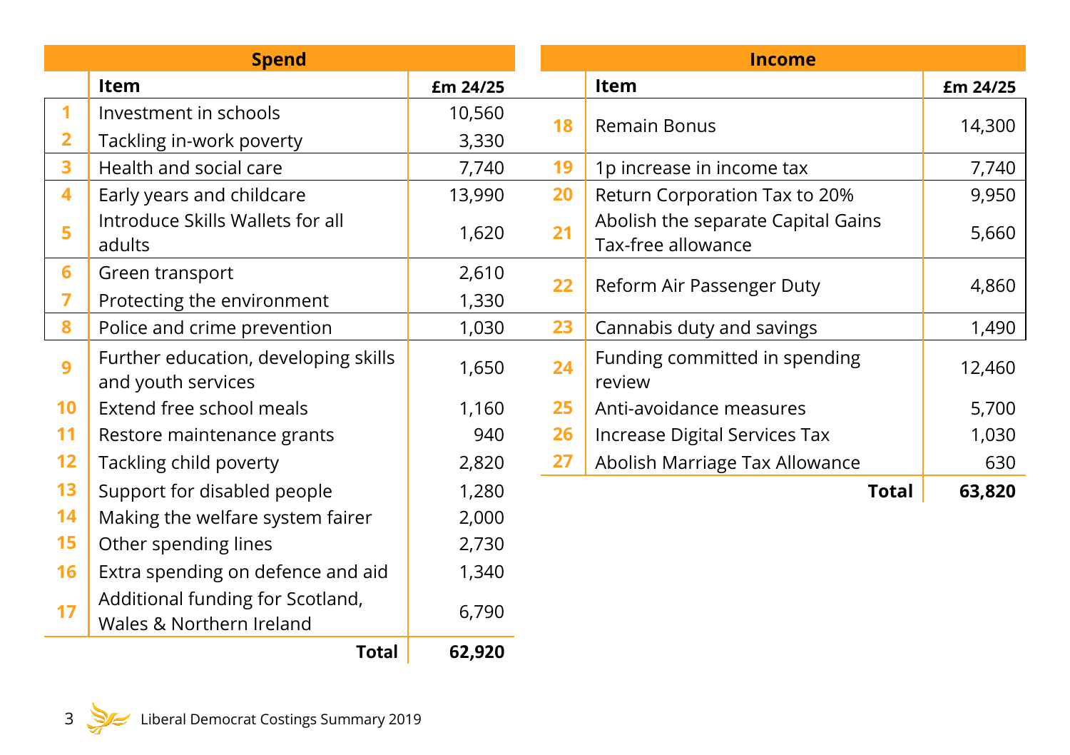**Spend**

| | Item | £m 24/25 |
|---|---|---|
| 1 | Investment in schools | 10,560 |
| 2 | Tackling in-work poverty | 3,330 |
| 3 | Health and social care | 7,740 |
| 4 | Early years and childcare | 13,990 |
| 5 | Introduce Skills Wallets for all adults | 1,620 |
| 6 | Green transport | 2,610 |
| 7 | Protecting the environment | 1,330 |
| 8 | Police and crime prevention | 1,030 |
| 9 | Further education, developing skills and youth services | 1,650 |
| 10 | Extend free school meals | 1,160 |
| 11 | Restore maintenance grants | 940 |
| 12 | Tackling child poverty | 2,820 |
| 13 | Support for disabled people | 1,280 |
| 14 | Making the welfare system fairer | 2,000 |
| 15 | Other spending lines | 2,730 |
| 16 | Extra spending on defence and aid | 1,340 |
| 17 | Additional funding for Scotland, Wales & Northern Ireland | 6,790 |
| | **Total** | **62,920** |

**Income**

| | Item | £m 24/25 |
|---|---|---|
| 18 | Remain Bonus | 14,300 |
| 19 | 1p increase in income tax | 7,740 |
| 20 | Return Corporation Tax to 20% | 9,950 |
| 21 | Abolish the separate Capital Gains Tax-free allowance | 5,660 |
| 22 | Reform Air Passenger Duty | 4,860 |
| 23 | Cannabis duty and savings | 1,490 |
| 24 | Funding committed in spending review | 12,460 |
| 25 | Anti-avoidance measures | 5,700 |
| 26 | Increase Digital Services Tax | 1,030 |
| 27 | Abolish Marriage Tax Allowance | 630 |
| | **Total** | **63,820** |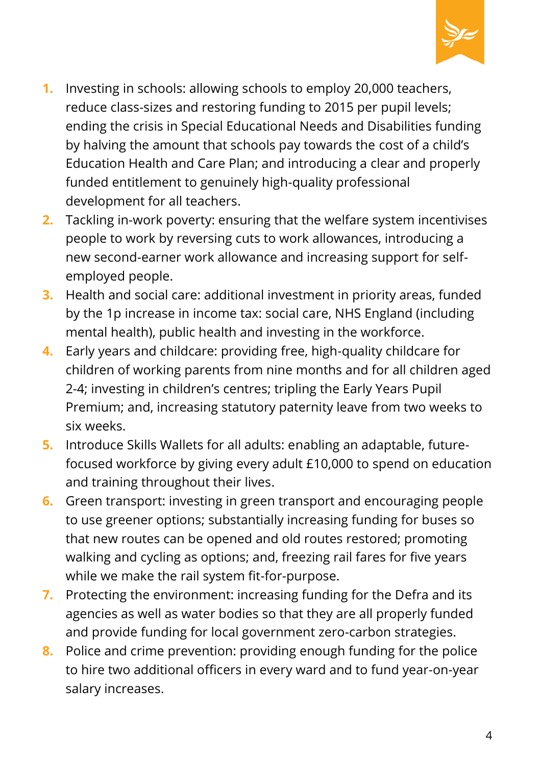1. Investing in schools: allowing schools to employ 20,000 teachers, reduce class-sizes and restoring funding to 2015 per pupil levels; ending the crisis in Special Educational Needs and Disabilities funding by halving the amount that schools pay towards the cost of a child's Education Health and Care Plan; and introducing a clear and properly funded entitlement to genuinely high-quality professional development for all teachers.
2. Tackling in-work poverty: ensuring that the welfare system incentivises people to work by reversing cuts to work allowances, introducing a new second-earner work allowance and increasing support for self-employed people.
3. Health and social care: additional investment in priority areas, funded by the 1p increase in income tax: social care, NHS England (including mental health), public health and investing in the workforce.
4. Early years and childcare: providing free, high-quality childcare for children of working parents from nine months and for all children aged 2-4; investing in children's centres; tripling the Early Years Pupil Premium; and, increasing statutory paternity leave from two weeks to six weeks.
5. Introduce Skills Wallets for all adults: enabling an adaptable, future-focused workforce by giving every adult £10,000 to spend on education and training throughout their lives.
6. Green transport: investing in green transport and encouraging people to use greener options; substantially increasing funding for buses so that new routes can be opened and old routes restored; promoting walking and cycling as options; and, freezing rail fares for five years while we make the rail system fit-for-purpose.
7. Protecting the environment: increasing funding for the Defra and its agencies as well as water bodies so that they are all properly funded and provide funding for local government zero-carbon strategies.
8. Police and crime prevention: providing enough funding for the police to hire two additional officers in every ward and to fund year-on-year salary increases.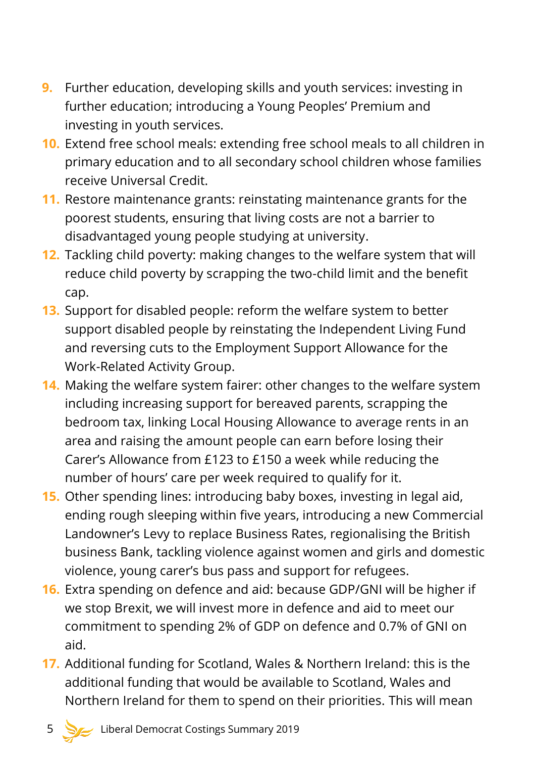9. Further education, developing skills and youth services: investing in further education; introducing a Young Peoples' Premium and investing in youth services.
10. Extend free school meals: extending free school meals to all children in primary education and to all secondary school children whose families receive Universal Credit.
11. Restore maintenance grants: reinstating maintenance grants for the poorest students, ensuring that living costs are not a barrier to disadvantaged young people studying at university.
12. Tackling child poverty: making changes to the welfare system that will reduce child poverty by scrapping the two-child limit and the benefit cap.
13. Support for disabled people: reform the welfare system to better support disabled people by reinstating the Independent Living Fund and reversing cuts to the Employment Support Allowance for the Work-Related Activity Group.
14. Making the welfare system fairer: other changes to the welfare system including increasing support for bereaved parents, scrapping the bedroom tax, linking Local Housing Allowance to average rents in an area and raising the amount people can earn before losing their Carer's Allowance from £123 to £150 a week while reducing the number of hours' care per week required to qualify for it.
15. Other spending lines: introducing baby boxes, investing in legal aid, ending rough sleeping within five years, introducing a new Commercial Landowner's Levy to replace Business Rates, regionalising the British business Bank, tackling violence against women and girls and domestic violence, young carer's bus pass and support for refugees.
16. Extra spending on defence and aid: because GDP/GNI will be higher if we stop Brexit, we will invest more in defence and aid to meet our commitment to spending 2% of GDP on defence and 0.7% of GNI on aid.
17. Additional funding for Scotland, Wales & Northern Ireland: this is the additional funding that would be available to Scotland, Wales and Northern Ireland for them to spend on their priorities. This will mean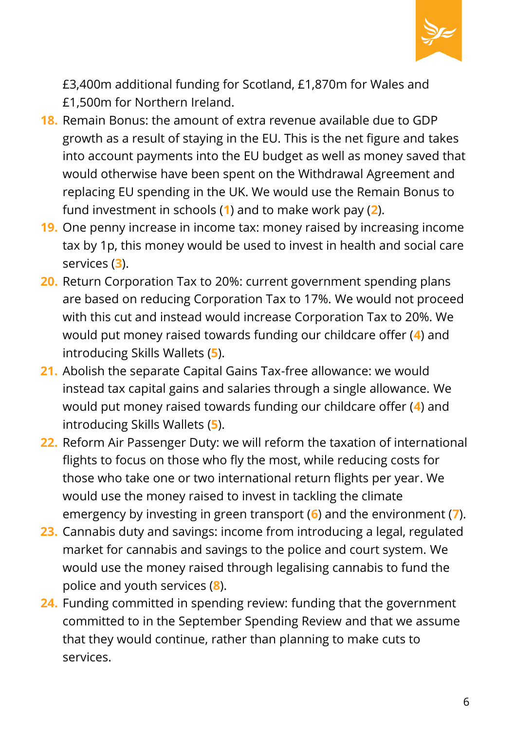£3,400m additional funding for Scotland, £1,870m for Wales and £1,500m for Northern Ireland.

18. Remain Bonus: the amount of extra revenue available due to GDP growth as a result of staying in the EU. This is the net figure and takes into account payments into the EU budget as well as money saved that would otherwise have been spent on the Withdrawal Agreement and replacing EU spending in the UK. We would use the Remain Bonus to fund investment in schools (**1**) and to make work pay (**2**).
19. One penny increase in income tax: money raised by increasing income tax by 1p, this money would be used to invest in health and social care services (**3**).
20. Return Corporation Tax to 20%: current government spending plans are based on reducing Corporation Tax to 17%. We would not proceed with this cut and instead would increase Corporation Tax to 20%. We would put money raised towards funding our childcare offer (**4**) and introducing Skills Wallets (**5**).
21. Abolish the separate Capital Gains Tax-free allowance: we would instead tax capital gains and salaries through a single allowance. We would put money raised towards funding our childcare offer (**4**) and introducing Skills Wallets (**5**).
22. Reform Air Passenger Duty: we will reform the taxation of international flights to focus on those who fly the most, while reducing costs for those who take one or two international return flights per year. We would use the money raised to invest in tackling the climate emergency by investing in green transport (**6**) and the environment (**7**).
23. Cannabis duty and savings: income from introducing a legal, regulated market for cannabis and savings to the police and court system. We would use the money raised through legalising cannabis to fund the police and youth services (**8**).
24. Funding committed in spending review: funding that the government committed to in the September Spending Review and that we assume that they would continue, rather than planning to make cuts to services.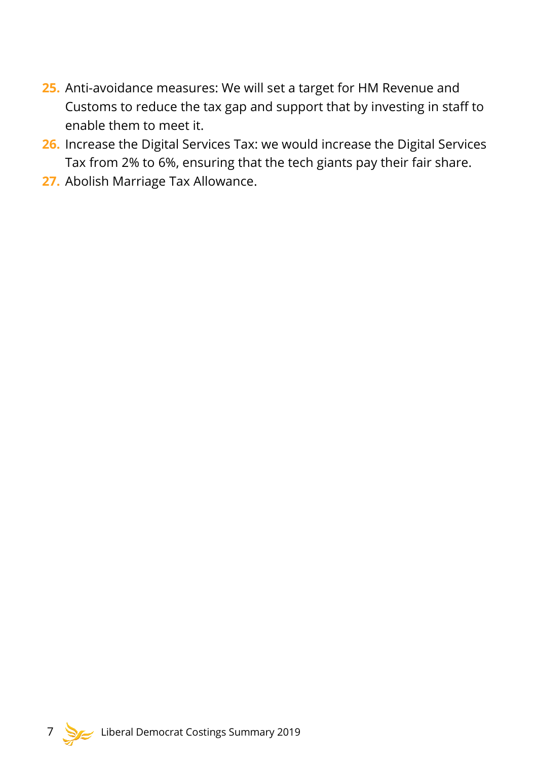25. Anti-avoidance measures: We will set a target for HM Revenue and Customs to reduce the tax gap and support that by investing in staff to enable them to meet it.
26. Increase the Digital Services Tax: we would increase the Digital Services Tax from 2% to 6%, ensuring that the tech giants pay their fair share.
27. Abolish Marriage Tax Allowance.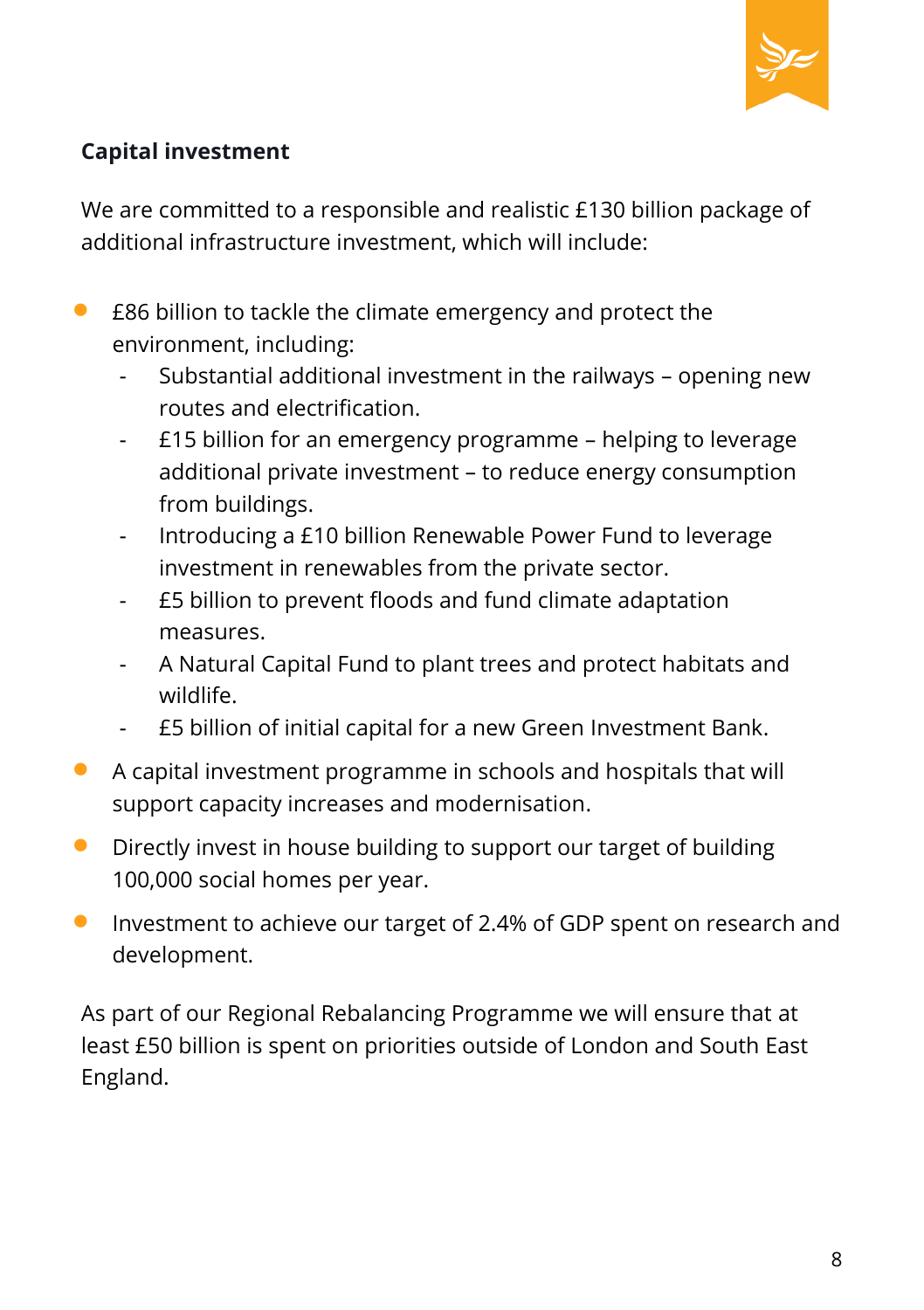**Capital investment**

We are committed to a responsible and realistic £130 billion package of additional infrastructure investment, which will include:

- £86 billion to tackle the climate emergency and protect the environment, including:
    - Substantial additional investment in the railways – opening new routes and electrification.
    - £15 billion for an emergency programme – helping to leverage additional private investment – to reduce energy consumption from buildings.
    - Introducing a £10 billion Renewable Power Fund to leverage investment in renewables from the private sector.
    - £5 billion to prevent floods and fund climate adaptation measures.
    - A Natural Capital Fund to plant trees and protect habitats and wildlife.
    - £5 billion of initial capital for a new Green Investment Bank.
- A capital investment programme in schools and hospitals that will support capacity increases and modernisation.
- Directly invest in house building to support our target of building 100,000 social homes per year.
- Investment to achieve our target of 2.4% of GDP spent on research and development.

As part of our Regional Rebalancing Programme we will ensure that at least £50 billion is spent on priorities outside of London and South East England.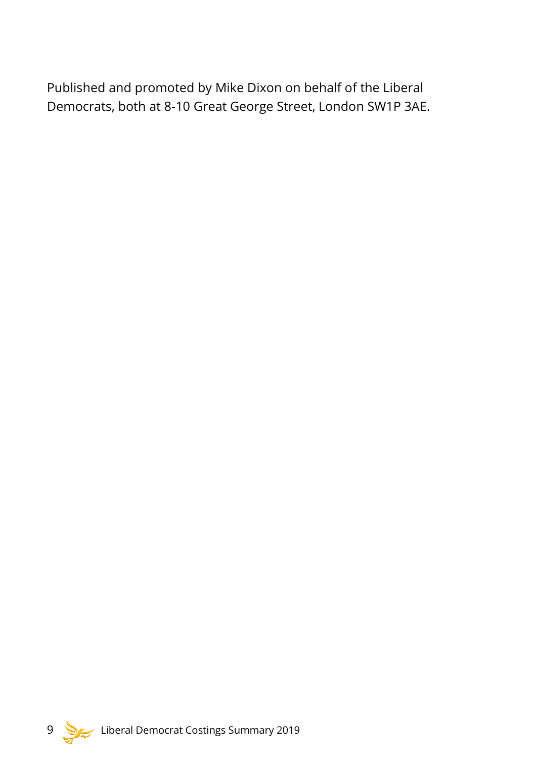Published and promoted by Mike Dixon on behalf of the Liberal Democrats, both at 8-10 Great George Street, London SW1P 3AE.